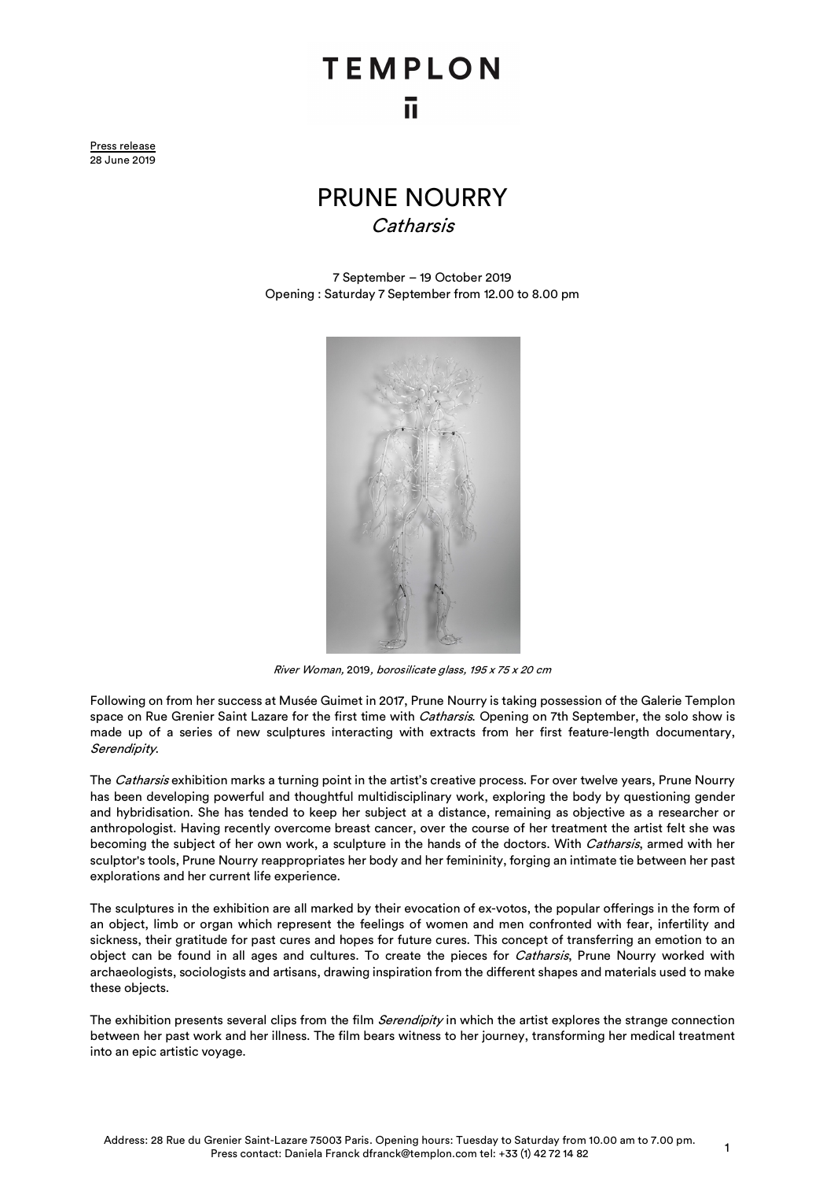# TEMPLON

Press release
28 June 2019

## PRUNE NOURRY

*Catharsis*

7 September – 19 October 2019
Opening : Saturday 7 September from 12.00 to 8.00 pm

*River Woman,* 2019*, borosilicate glass, 195 x 75 x 20 cm*

Following on from her success at Musée Guimet in 2017, Prune Nourry is taking possession of the Galerie Templon space on Rue Grenier Saint Lazare for the first time with *Catharsis*. Opening on 7th September, the solo show is made up of a series of new sculptures interacting with extracts from her first feature-length documentary, *Serendipity*.

The *Catharsis* exhibition marks a turning point in the artist's creative process. For over twelve years, Prune Nourry has been developing powerful and thoughtful multidisciplinary work, exploring the body by questioning gender and hybridisation. She has tended to keep her subject at a distance, remaining as objective as a researcher or anthropologist. Having recently overcome breast cancer, over the course of her treatment the artist felt she was becoming the subject of her own work, a sculpture in the hands of the doctors. With *Catharsis*, armed with her sculptor's tools, Prune Nourry reappropriates her body and her femininity, forging an intimate tie between her past explorations and her current life experience.

The sculptures in the exhibition are all marked by their evocation of ex-votos, the popular offerings in the form of an object, limb or organ which represent the feelings of women and men confronted with fear, infertility and sickness, their gratitude for past cures and hopes for future cures. This concept of transferring an emotion to an object can be found in all ages and cultures. To create the pieces for *Catharsis*, Prune Nourry worked with archaeologists, sociologists and artisans, drawing inspiration from the different shapes and materials used to make these objects.

The exhibition presents several clips from the film *Serendipity* in which the artist explores the strange connection between her past work and her illness. The film bears witness to her journey, transforming her medical treatment into an epic artistic voyage.

Address: 28 Rue du Grenier Saint-Lazare 75003 Paris. Opening hours: Tuesday to Saturday from 10.00 am to 7.00 pm.
Press contact: Daniela Franck dfranck@templon.com tel: +33 (1) 42 72 14 82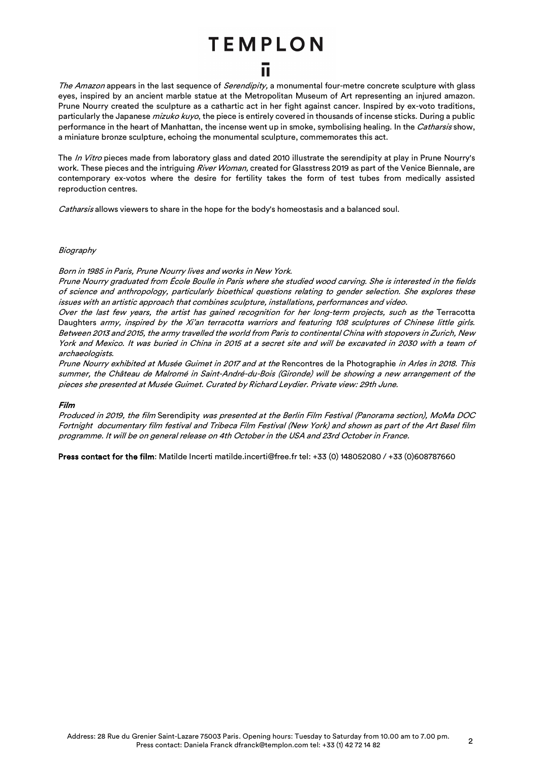*The Amazon* appears in the last sequence of *Serendipity,* a monumental four-metre concrete sculpture with glass eyes, inspired by an ancient marble statue at the Metropolitan Museum of Art representing an injured amazon. Prune Nourry created the sculpture as a cathartic act in her fight against cancer. Inspired by ex-voto traditions, particularly the Japanese *mizuko kuyo*, the piece is entirely covered in thousands of incense sticks. During a public performance in the heart of Manhattan, the incense went up in smoke, symbolising healing. In the *Catharsis* show, a miniature bronze sculpture, echoing the monumental sculpture, commemorates this act.

The *In Vitro* pieces made from laboratory glass and dated 2010 illustrate the serendipity at play in Prune Nourry's work. These pieces and the intriguing *River Woman,* created for Glasstress 2019 as part of the Venice Biennale, are contemporary ex-votos where the desire for fertility takes the form of test tubes from medically assisted reproduction centres.

*Catharsis* allows viewers to share in the hope for the body's homeostasis and a balanced soul.

*Biography*

*Born in 1985 in Paris, Prune Nourry lives and works in New York.*
*Prune Nourry graduated from École Boulle in Paris where she studied wood carving. She is interested in the fields of science and anthropology, particularly bioethical questions relating to gender selection. She explores these issues with an artistic approach that combines sculpture, installations, performances and video.*
*Over the last few years, the artist has gained recognition for her long-term projects, such as the* Terracotta Daughters *army, inspired by the Xi'an terracotta warriors and featuring 108 sculptures of Chinese little girls. Between 2013 and 2015, the army travelled the world from Paris to continental China with stopovers in Zurich, New York and Mexico. It was buried in China in 2015 at a secret site and will be excavated in 2030 with a team of archaeologists.*
*Prune Nourry exhibited at Musée Guimet in 2017 and at the* Rencontres de la Photographie *in Arles in 2018. This summer, the Château de Malromé in Saint-André-du-Bois (Gironde) will be showing a new arrangement of the pieces she presented at Musée Guimet. Curated by Richard Leydier. Private view: 29th June.*

***Film***

*Produced in 2019, the film* Serendipity *was presented at the Berlin Film Festival (Panorama section), MoMa DOC Fortnight documentary film festival and Tribeca Film Festival (New York) and shown as part of the Art Basel film programme. It will be on general release on 4th October in the USA and 23rd October in France.*

**Press contact for the film**: Matilde Incerti matilde.incerti@free.fr tel: +33 (0) 148052080 / +33 (0)608787660

Address: 28 Rue du Grenier Saint-Lazare 75003 Paris. Opening hours: Tuesday to Saturday from 10.00 am to 7.00 pm.
Press contact: Daniela Franck dfranck@templon.com tel: +33 (1) 42 72 14 82